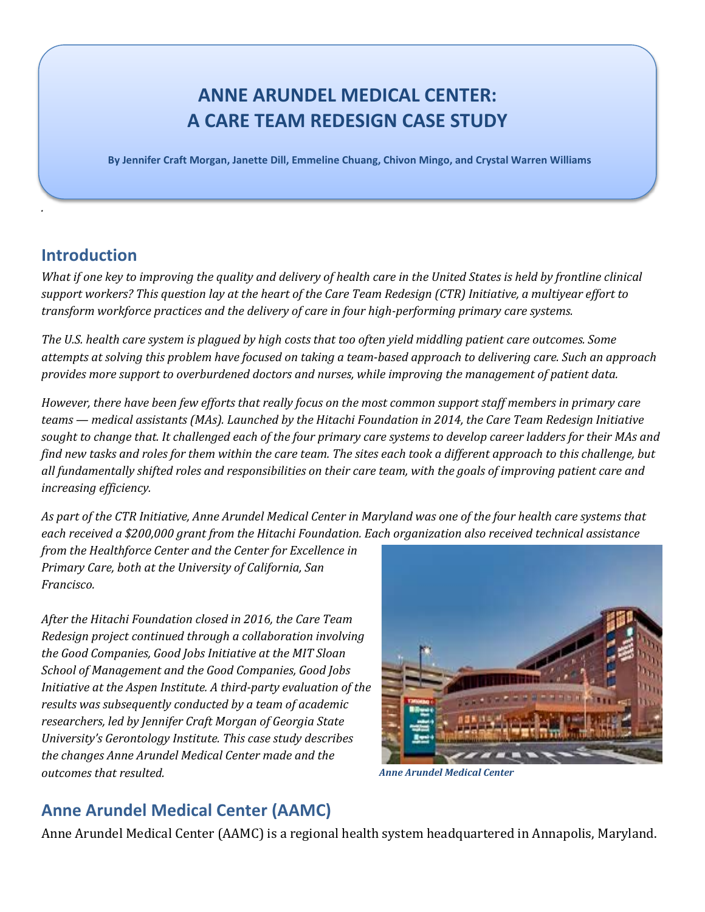# ANNE ARUNDEL MEDICAL CENTER: A CARE TEAM REDESIGN CASE STUDY

**By Jennifer Craft Morgan, Janette Dill, Emmeline Chuang, Chivon Mingo, and Crystal Warren Williams**

## Introduction

*What if one key to improving the quality and delivery of health care in the United States is held by frontline clinical support workers? This question lay at the heart of the Care Team Redesign (CTR) Initiative, a multiyear effort to transform workforce practices and the delivery of care in four high-performing primary care systems.*

*The U.S. health care system is plagued by high costs that too often yield middling patient care outcomes. Some attempts at solving this problem have focused on taking a team-based approach to delivering care. Such an approach provides more support to overburdened doctors and nurses, while improving the management of patient data.*

*However, there have been few efforts that really focus on the most common support staff members in primary care teams — medical assistants (MAs). Launched by the Hitachi Foundation in 2014, the Care Team Redesign Initiative sought to change that. It challenged each of the four primary care systems to develop career ladders for their MAs and find new tasks and roles for them within the care team. The sites each took a different approach to this challenge, but all fundamentally shifted roles and responsibilities on their care team, with the goals of improving patient care and increasing efficiency.*

*As part of the CTR Initiative, Anne Arundel Medical Center in Maryland was one of the four health care systems that each received a $200,000 grant from the Hitachi Foundation. Each organization also received technical assistance from the Healthforce Center and the Center for Excellence in Primary Care, both at the University of California, San Francisco.*

*After the Hitachi Foundation closed in 2016, the Care Team Redesign project continued through a collaboration involving the Good Companies, Good Jobs Initiative at the MIT Sloan School of Management and the Good Companies, Good Jobs Initiative at the Aspen Institute. A third-party evaluation of the results was subsequently conducted by a team of academic researchers, led by Jennifer Craft Morgan of Georgia State University's Gerontology Institute. This case study describes the changes Anne Arundel Medical Center made and the outcomes that resulted.*

*Anne Arundel Medical Center*

## Anne Arundel Medical Center (AAMC)

Anne Arundel Medical Center (AAMC) is a regional health system headquartered in Annapolis, Maryland.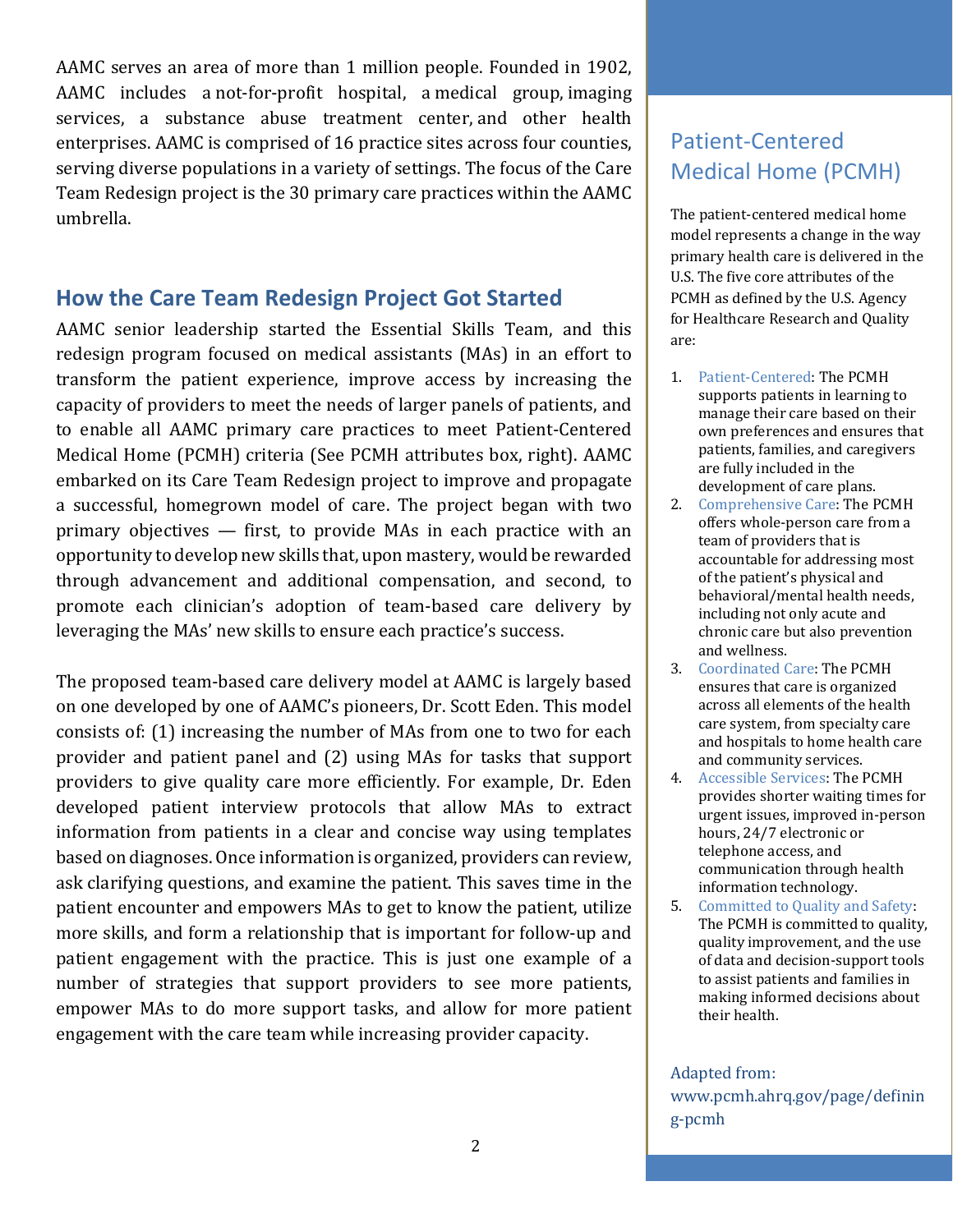AAMC serves an area of more than 1 million people. Founded in 1902, AAMC includes a not-for-profit hospital, a medical group, imaging services, a substance abuse treatment center, and other health enterprises. AAMC is comprised of 16 practice sites across four counties, serving diverse populations in a variety of settings. The focus of the Care Team Redesign project is the 30 primary care practices within the AAMC umbrella.

## How the Care Team Redesign Project Got Started

AAMC senior leadership started the Essential Skills Team, and this redesign program focused on medical assistants (MAs) in an effort to transform the patient experience, improve access by increasing the capacity of providers to meet the needs of larger panels of patients, and to enable all AAMC primary care practices to meet Patient-Centered Medical Home (PCMH) criteria (See PCMH attributes box, right). AAMC embarked on its Care Team Redesign project to improve and propagate a successful, homegrown model of care. The project began with two primary objectives — first, to provide MAs in each practice with an opportunity to develop new skills that, upon mastery, would be rewarded through advancement and additional compensation, and second, to promote each clinician's adoption of team-based care delivery by leveraging the MAs' new skills to ensure each practice's success.

The proposed team-based care delivery model at AAMC is largely based on one developed by one of AAMC's pioneers, Dr. Scott Eden. This model consists of: (1) increasing the number of MAs from one to two for each provider and patient panel and (2) using MAs for tasks that support providers to give quality care more efficiently. For example, Dr. Eden developed patient interview protocols that allow MAs to extract information from patients in a clear and concise way using templates based on diagnoses. Once information is organized, providers can review, ask clarifying questions, and examine the patient. This saves time in the patient encounter and empowers MAs to get to know the patient, utilize more skills, and form a relationship that is important for follow-up and patient engagement with the practice. This is just one example of a number of strategies that support providers to see more patients, empower MAs to do more support tasks, and allow for more patient engagement with the care team while increasing provider capacity.

## Patient-Centered Medical Home (PCMH)

The patient-centered medical home model represents a change in the way primary health care is delivered in the U.S. The five core attributes of the PCMH as defined by the U.S. Agency for Healthcare Research and Quality are:

1. Patient-Centered: The PCMH supports patients in learning to manage their care based on their own preferences and ensures that patients, families, and caregivers are fully included in the development of care plans.
2. Comprehensive Care: The PCMH offers whole-person care from a team of providers that is accountable for addressing most of the patient's physical and behavioral/mental health needs, including not only acute and chronic care but also prevention and wellness.
3. Coordinated Care: The PCMH ensures that care is organized across all elements of the health care system, from specialty care and hospitals to home health care and community services.
4. Accessible Services: The PCMH provides shorter waiting times for urgent issues, improved in-person hours, 24/7 electronic or telephone access, and communication through health information technology.
5. Committed to Quality and Safety: The PCMH is committed to quality, quality improvement, and the use of data and decision-support tools to assist patients and families in making informed decisions about their health.

Adapted from: www.pcmh.ahrq.gov/page/defining-pcmh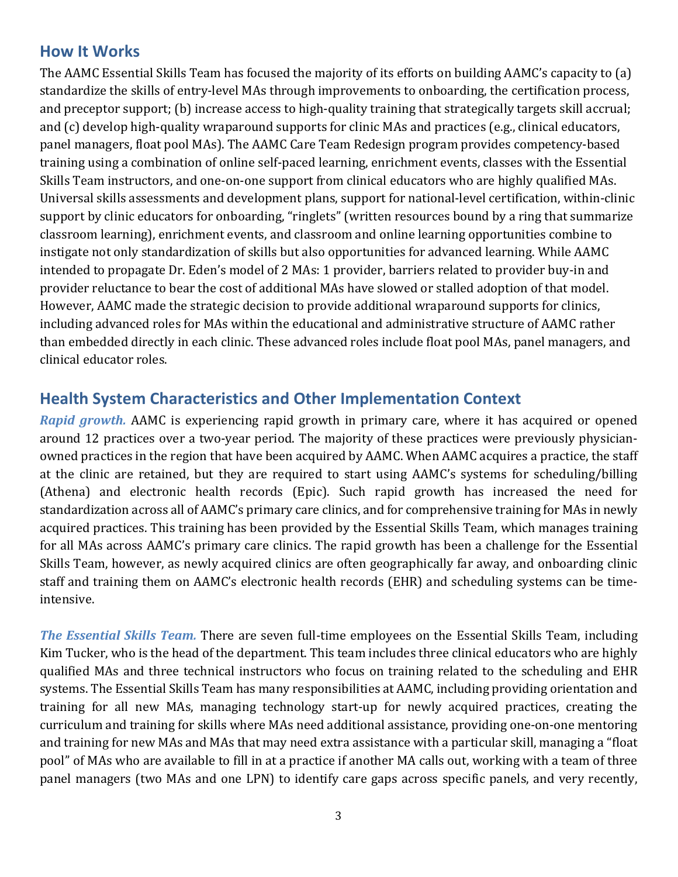## How It Works

The AAMC Essential Skills Team has focused the majority of its efforts on building AAMC's capacity to (a) standardize the skills of entry-level MAs through improvements to onboarding, the certification process, and preceptor support; (b) increase access to high-quality training that strategically targets skill accrual; and (c) develop high-quality wraparound supports for clinic MAs and practices (e.g., clinical educators, panel managers, float pool MAs). The AAMC Care Team Redesign program provides competency-based training using a combination of online self-paced learning, enrichment events, classes with the Essential Skills Team instructors, and one-on-one support from clinical educators who are highly qualified MAs. Universal skills assessments and development plans, support for national-level certification, within-clinic support by clinic educators for onboarding, "ringlets" (written resources bound by a ring that summarize classroom learning), enrichment events, and classroom and online learning opportunities combine to instigate not only standardization of skills but also opportunities for advanced learning. While AAMC intended to propagate Dr. Eden's model of 2 MAs: 1 provider, barriers related to provider buy-in and provider reluctance to bear the cost of additional MAs have slowed or stalled adoption of that model. However, AAMC made the strategic decision to provide additional wraparound supports for clinics, including advanced roles for MAs within the educational and administrative structure of AAMC rather than embedded directly in each clinic. These advanced roles include float pool MAs, panel managers, and clinical educator roles.

## Health System Characteristics and Other Implementation Context

***Rapid growth.*** AAMC is experiencing rapid growth in primary care, where it has acquired or opened around 12 practices over a two-year period. The majority of these practices were previously physician-owned practices in the region that have been acquired by AAMC. When AAMC acquires a practice, the staff at the clinic are retained, but they are required to start using AAMC's systems for scheduling/billing (Athena) and electronic health records (Epic). Such rapid growth has increased the need for standardization across all of AAMC's primary care clinics, and for comprehensive training for MAs in newly acquired practices. This training has been provided by the Essential Skills Team, which manages training for all MAs across AAMC's primary care clinics. The rapid growth has been a challenge for the Essential Skills Team, however, as newly acquired clinics are often geographically far away, and onboarding clinic staff and training them on AAMC's electronic health records (EHR) and scheduling systems can be time-intensive.

***The Essential Skills Team.*** There are seven full-time employees on the Essential Skills Team, including Kim Tucker, who is the head of the department. This team includes three clinical educators who are highly qualified MAs and three technical instructors who focus on training related to the scheduling and EHR systems. The Essential Skills Team has many responsibilities at AAMC, including providing orientation and training for all new MAs, managing technology start-up for newly acquired practices, creating the curriculum and training for skills where MAs need additional assistance, providing one-on-one mentoring and training for new MAs and MAs that may need extra assistance with a particular skill, managing a "float pool" of MAs who are available to fill in at a practice if another MA calls out, working with a team of three panel managers (two MAs and one LPN) to identify care gaps across specific panels, and very recently,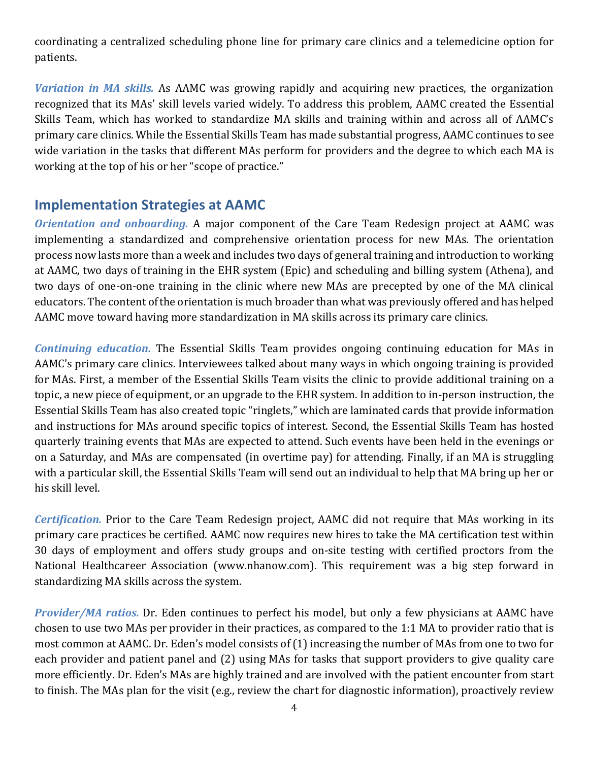coordinating a centralized scheduling phone line for primary care clinics and a telemedicine option for patients.

***Variation in MA skills.*** As AAMC was growing rapidly and acquiring new practices, the organization recognized that its MAs' skill levels varied widely. To address this problem, AAMC created the Essential Skills Team, which has worked to standardize MA skills and training within and across all of AAMC's primary care clinics. While the Essential Skills Team has made substantial progress, AAMC continues to see wide variation in the tasks that different MAs perform for providers and the degree to which each MA is working at the top of his or her "scope of practice."

## Implementation Strategies at AAMC

***Orientation and onboarding.*** A major component of the Care Team Redesign project at AAMC was implementing a standardized and comprehensive orientation process for new MAs. The orientation process now lasts more than a week and includes two days of general training and introduction to working at AAMC, two days of training in the EHR system (Epic) and scheduling and billing system (Athena), and two days of one-on-one training in the clinic where new MAs are precepted by one of the MA clinical educators. The content of the orientation is much broader than what was previously offered and has helped AAMC move toward having more standardization in MA skills across its primary care clinics.

***Continuing education.*** The Essential Skills Team provides ongoing continuing education for MAs in AAMC's primary care clinics. Interviewees talked about many ways in which ongoing training is provided for MAs. First, a member of the Essential Skills Team visits the clinic to provide additional training on a topic, a new piece of equipment, or an upgrade to the EHR system. In addition to in-person instruction, the Essential Skills Team has also created topic "ringlets," which are laminated cards that provide information and instructions for MAs around specific topics of interest. Second, the Essential Skills Team has hosted quarterly training events that MAs are expected to attend. Such events have been held in the evenings or on a Saturday, and MAs are compensated (in overtime pay) for attending. Finally, if an MA is struggling with a particular skill, the Essential Skills Team will send out an individual to help that MA bring up her or his skill level.

***Certification.*** Prior to the Care Team Redesign project, AAMC did not require that MAs working in its primary care practices be certified. AAMC now requires new hires to take the MA certification test within 30 days of employment and offers study groups and on-site testing with certified proctors from the National Healthcareer Association (www.nhanow.com). This requirement was a big step forward in standardizing MA skills across the system.

***Provider/MA ratios.*** Dr. Eden continues to perfect his model, but only a few physicians at AAMC have chosen to use two MAs per provider in their practices, as compared to the 1:1 MA to provider ratio that is most common at AAMC. Dr. Eden's model consists of (1) increasing the number of MAs from one to two for each provider and patient panel and (2) using MAs for tasks that support providers to give quality care more efficiently. Dr. Eden's MAs are highly trained and are involved with the patient encounter from start to finish. The MAs plan for the visit (e.g., review the chart for diagnostic information), proactively review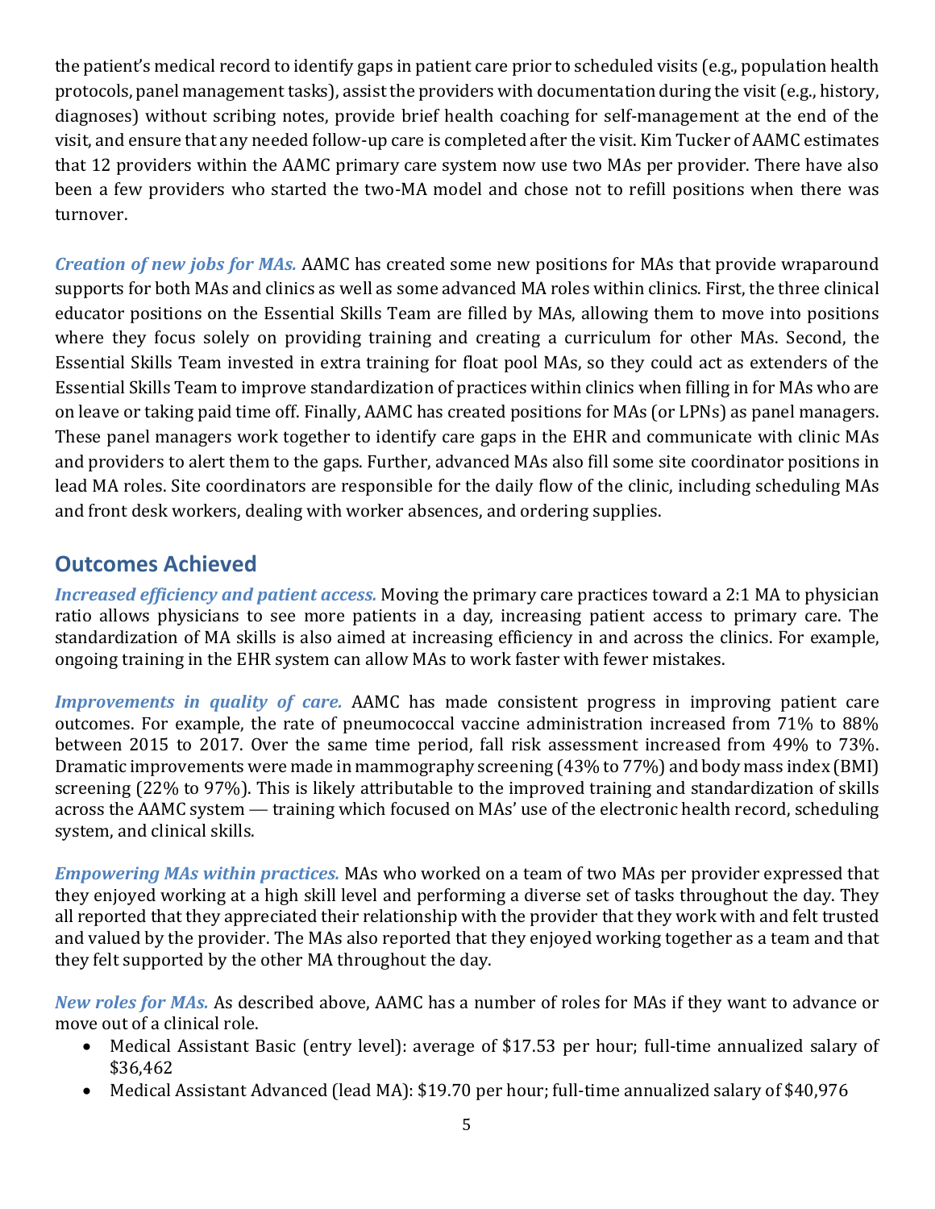the patient's medical record to identify gaps in patient care prior to scheduled visits (e.g., population health protocols, panel management tasks), assist the providers with documentation during the visit (e.g., history, diagnoses) without scribing notes, provide brief health coaching for self-management at the end of the visit, and ensure that any needed follow-up care is completed after the visit. Kim Tucker of AAMC estimates that 12 providers within the AAMC primary care system now use two MAs per provider. There have also been a few providers who started the two-MA model and chose not to refill positions when there was turnover.

***Creation of new jobs for MAs.*** AAMC has created some new positions for MAs that provide wraparound supports for both MAs and clinics as well as some advanced MA roles within clinics. First, the three clinical educator positions on the Essential Skills Team are filled by MAs, allowing them to move into positions where they focus solely on providing training and creating a curriculum for other MAs. Second, the Essential Skills Team invested in extra training for float pool MAs, so they could act as extenders of the Essential Skills Team to improve standardization of practices within clinics when filling in for MAs who are on leave or taking paid time off. Finally, AAMC has created positions for MAs (or LPNs) as panel managers. These panel managers work together to identify care gaps in the EHR and communicate with clinic MAs and providers to alert them to the gaps. Further, advanced MAs also fill some site coordinator positions in lead MA roles. Site coordinators are responsible for the daily flow of the clinic, including scheduling MAs and front desk workers, dealing with worker absences, and ordering supplies.

## Outcomes Achieved

***Increased efficiency and patient access.*** Moving the primary care practices toward a 2:1 MA to physician ratio allows physicians to see more patients in a day, increasing patient access to primary care. The standardization of MA skills is also aimed at increasing efficiency in and across the clinics. For example, ongoing training in the EHR system can allow MAs to work faster with fewer mistakes.

***Improvements in quality of care.*** AAMC has made consistent progress in improving patient care outcomes. For example, the rate of pneumococcal vaccine administration increased from 71% to 88% between 2015 to 2017. Over the same time period, fall risk assessment increased from 49% to 73%. Dramatic improvements were made in mammography screening (43% to 77%) and body mass index (BMI) screening (22% to 97%). This is likely attributable to the improved training and standardization of skills across the AAMC system — training which focused on MAs' use of the electronic health record, scheduling system, and clinical skills.

***Empowering MAs within practices.*** MAs who worked on a team of two MAs per provider expressed that they enjoyed working at a high skill level and performing a diverse set of tasks throughout the day. They all reported that they appreciated their relationship with the provider that they work with and felt trusted and valued by the provider. The MAs also reported that they enjoyed working together as a team and that they felt supported by the other MA throughout the day.

***New roles for MAs.*** As described above, AAMC has a number of roles for MAs if they want to advance or move out of a clinical role.

- Medical Assistant Basic (entry level): average of $17.53 per hour; full-time annualized salary of $36,462
- Medical Assistant Advanced (lead MA): $19.70 per hour; full-time annualized salary of $40,976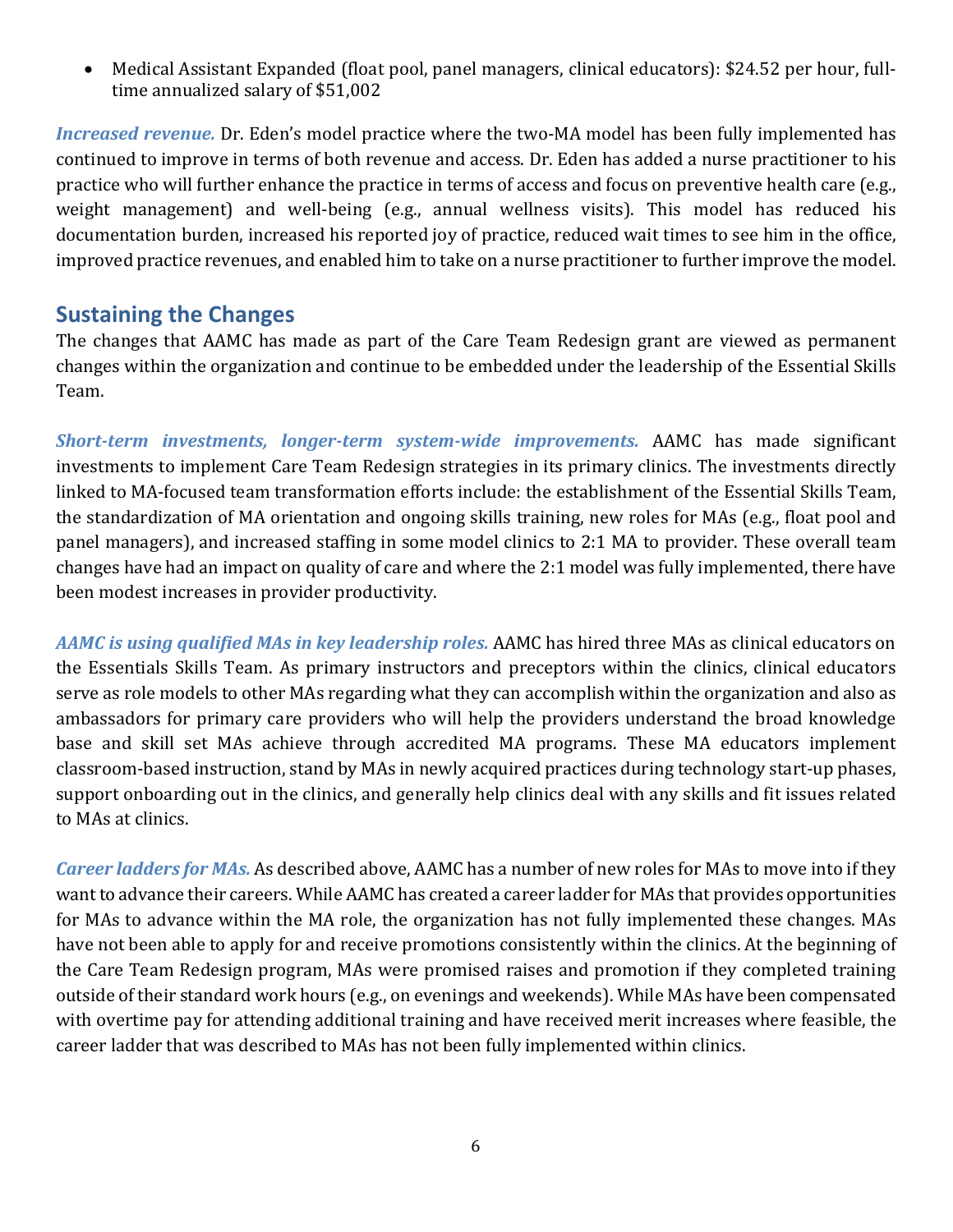- Medical Assistant Expanded (float pool, panel managers, clinical educators): $24.52 per hour, full-time annualized salary of $51,002

***Increased revenue.*** Dr. Eden's model practice where the two-MA model has been fully implemented has continued to improve in terms of both revenue and access. Dr. Eden has added a nurse practitioner to his practice who will further enhance the practice in terms of access and focus on preventive health care (e.g., weight management) and well-being (e.g., annual wellness visits). This model has reduced his documentation burden, increased his reported joy of practice, reduced wait times to see him in the office, improved practice revenues, and enabled him to take on a nurse practitioner to further improve the model.

## Sustaining the Changes

The changes that AAMC has made as part of the Care Team Redesign grant are viewed as permanent changes within the organization and continue to be embedded under the leadership of the Essential Skills Team.

***Short-term investments, longer-term system-wide improvements.*** AAMC has made significant investments to implement Care Team Redesign strategies in its primary clinics. The investments directly linked to MA-focused team transformation efforts include: the establishment of the Essential Skills Team, the standardization of MA orientation and ongoing skills training, new roles for MAs (e.g., float pool and panel managers), and increased staffing in some model clinics to 2:1 MA to provider. These overall team changes have had an impact on quality of care and where the 2:1 model was fully implemented, there have been modest increases in provider productivity.

***AAMC is using qualified MAs in key leadership roles.*** AAMC has hired three MAs as clinical educators on the Essentials Skills Team. As primary instructors and preceptors within the clinics, clinical educators serve as role models to other MAs regarding what they can accomplish within the organization and also as ambassadors for primary care providers who will help the providers understand the broad knowledge base and skill set MAs achieve through accredited MA programs. These MA educators implement classroom-based instruction, stand by MAs in newly acquired practices during technology start-up phases, support onboarding out in the clinics, and generally help clinics deal with any skills and fit issues related to MAs at clinics.

***Career ladders for MAs.*** As described above, AAMC has a number of new roles for MAs to move into if they want to advance their careers. While AAMC has created a career ladder for MAs that provides opportunities for MAs to advance within the MA role, the organization has not fully implemented these changes. MAs have not been able to apply for and receive promotions consistently within the clinics. At the beginning of the Care Team Redesign program, MAs were promised raises and promotion if they completed training outside of their standard work hours (e.g., on evenings and weekends). While MAs have been compensated with overtime pay for attending additional training and have received merit increases where feasible, the career ladder that was described to MAs has not been fully implemented within clinics.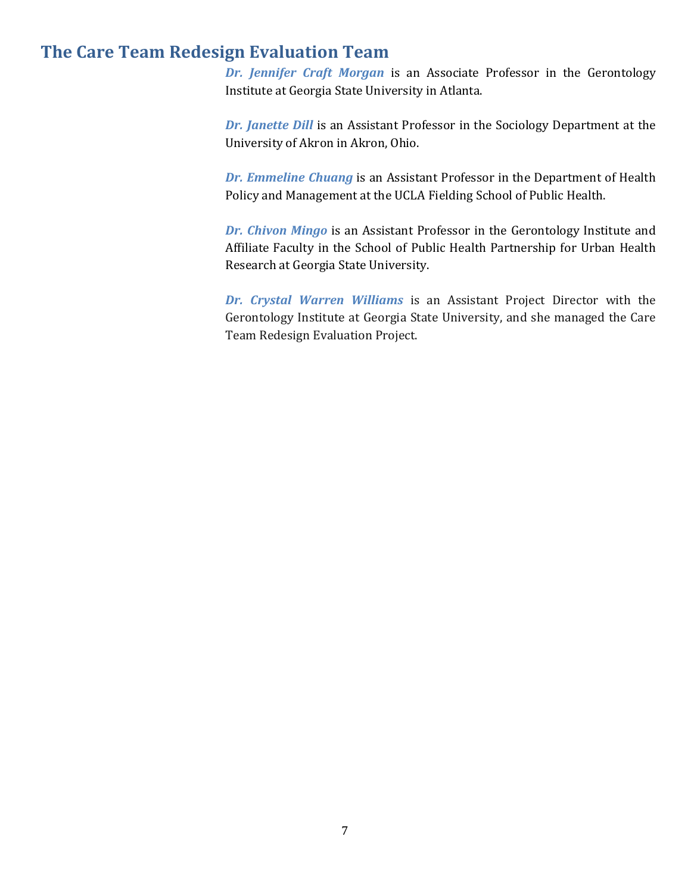## The Care Team Redesign Evaluation Team

***Dr. Jennifer Craft Morgan*** is an Associate Professor in the Gerontology Institute at Georgia State University in Atlanta.

***Dr. Janette Dill*** is an Assistant Professor in the Sociology Department at the University of Akron in Akron, Ohio.

***Dr. Emmeline Chuang*** is an Assistant Professor in the Department of Health Policy and Management at the UCLA Fielding School of Public Health.

***Dr. Chivon Mingo*** is an Assistant Professor in the Gerontology Institute and Affiliate Faculty in the School of Public Health Partnership for Urban Health Research at Georgia State University.

***Dr. Crystal Warren Williams*** is an Assistant Project Director with the Gerontology Institute at Georgia State University, and she managed the Care Team Redesign Evaluation Project.